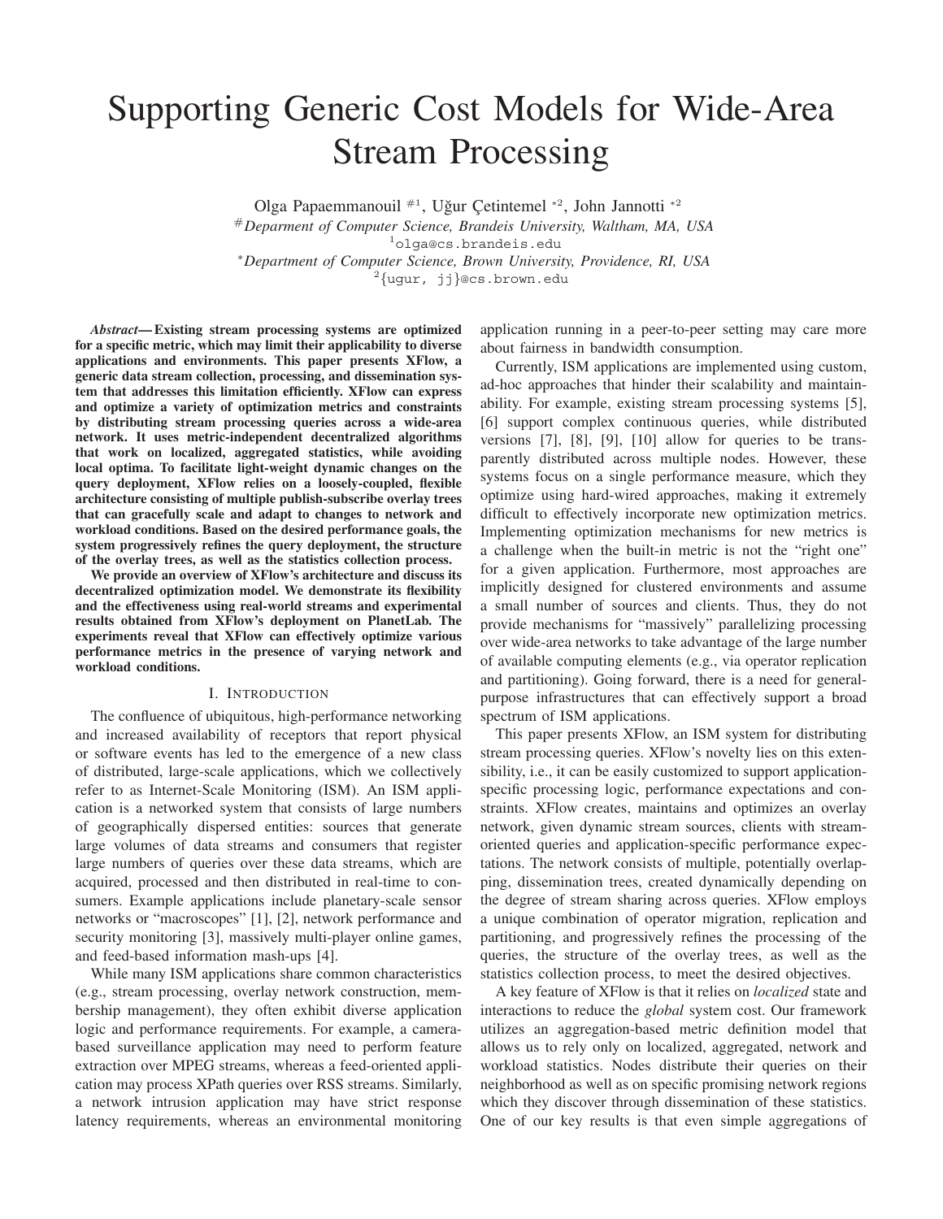# Supporting Generic Cost Models for Wide-Area Stream Processing

Olga Papaemmanouil #1, Uğur Çetintemel *2, John Jannotti *2

#Deparment of Computer Science, Brandeis University, Waltham, MA, USA

[1]olga@cs.brandeis.edu

*Department of Computer Science, Brown University, Providence, RI, USA

[2]{ugur, jj}@cs.brown.edu

***Abstract*— Existing stream processing systems are optimized for a specific metric, which may limit their applicability to diverse applications and environments. This paper presents XFlow, a generic data stream collection, processing, and dissemination system that addresses this limitation efficiently. XFlow can express and optimize a variety of optimization metrics and constraints by distributing stream processing queries across a wide-area network. It uses metric-independent decentralized algorithms that work on localized, aggregated statistics, while avoiding local optima. To facilitate light-weight dynamic changes on the query deployment, XFlow relies on a loosely-coupled, flexible architecture consisting of multiple publish-subscribe overlay trees that can gracefully scale and adapt to changes to network and workload conditions. Based on the desired performance goals, the system progressively refines the query deployment, the structure of the overlay trees, as well as the statistics collection process.**

**We provide an overview of XFlow's architecture and discuss its decentralized optimization model. We demonstrate its flexibility and the effectiveness using real-world streams and experimental results obtained from XFlow's deployment on PlanetLab. The experiments reveal that XFlow can effectively optimize various performance metrics in the presence of varying network and workload conditions.**

## I. Introduction

The confluence of ubiquitous, high-performance networking and increased availability of receptors that report physical or software events has led to the emergence of a new class of distributed, large-scale applications, which we collectively refer to as Internet-Scale Monitoring (ISM). An ISM application is a networked system that consists of large numbers of geographically dispersed entities: sources that generate large volumes of data streams and consumers that register large numbers of queries over these data streams, which are acquired, processed and then distributed in real-time to consumers. Example applications include planetary-scale sensor networks or "macroscopes" [1], [2], network performance and security monitoring [3], massively multi-player online games, and feed-based information mash-ups [4].

While many ISM applications share common characteristics (e.g., stream processing, overlay network construction, membership management), they often exhibit diverse application logic and performance requirements. For example, a camera-based surveillance application may need to perform feature extraction over MPEG streams, whereas a feed-oriented application may process XPath queries over RSS streams. Similarly, a network intrusion application may have strict response latency requirements, whereas an environmental monitoring application running in a peer-to-peer setting may care more about fairness in bandwidth consumption.

Currently, ISM applications are implemented using custom, ad-hoc approaches that hinder their scalability and maintainability. For example, existing stream processing systems [5], [6] support complex continuous queries, while distributed versions [7], [8], [9], [10] allow for queries to be transparently distributed across multiple nodes. However, these systems focus on a single performance measure, which they optimize using hard-wired approaches, making it extremely difficult to effectively incorporate new optimization metrics. Implementing optimization mechanisms for new metrics is a challenge when the built-in metric is not the "right one" for a given application. Furthermore, most approaches are implicitly designed for clustered environments and assume a small number of sources and clients. Thus, they do not provide mechanisms for "massively" parallelizing processing over wide-area networks to take advantage of the large number of available computing elements (e.g., via operator replication and partitioning). Going forward, there is a need for general-purpose infrastructures that can effectively support a broad spectrum of ISM applications.

This paper presents XFlow, an ISM system for distributing stream processing queries. XFlow's novelty lies on this extensibility, i.e., it can be easily customized to support application-specific processing logic, performance expectations and constraints. XFlow creates, maintains and optimizes an overlay network, given dynamic stream sources, clients with stream-oriented queries and application-specific performance expectations. The network consists of multiple, potentially overlapping, dissemination trees, created dynamically depending on the degree of stream sharing across queries. XFlow employs a unique combination of operator migration, replication and partitioning, and progressively refines the processing of the queries, the structure of the overlay trees, as well as the statistics collection process, to meet the desired objectives.

A key feature of XFlow is that it relies on *localized* state and interactions to reduce the *global* system cost. Our framework utilizes an aggregation-based metric definition model that allows us to rely only on localized, aggregated, network and workload statistics. Nodes distribute their queries on their neighborhood as well as on specific promising network regions which they discover through dissemination of these statistics. One of our key results is that even simple aggregations of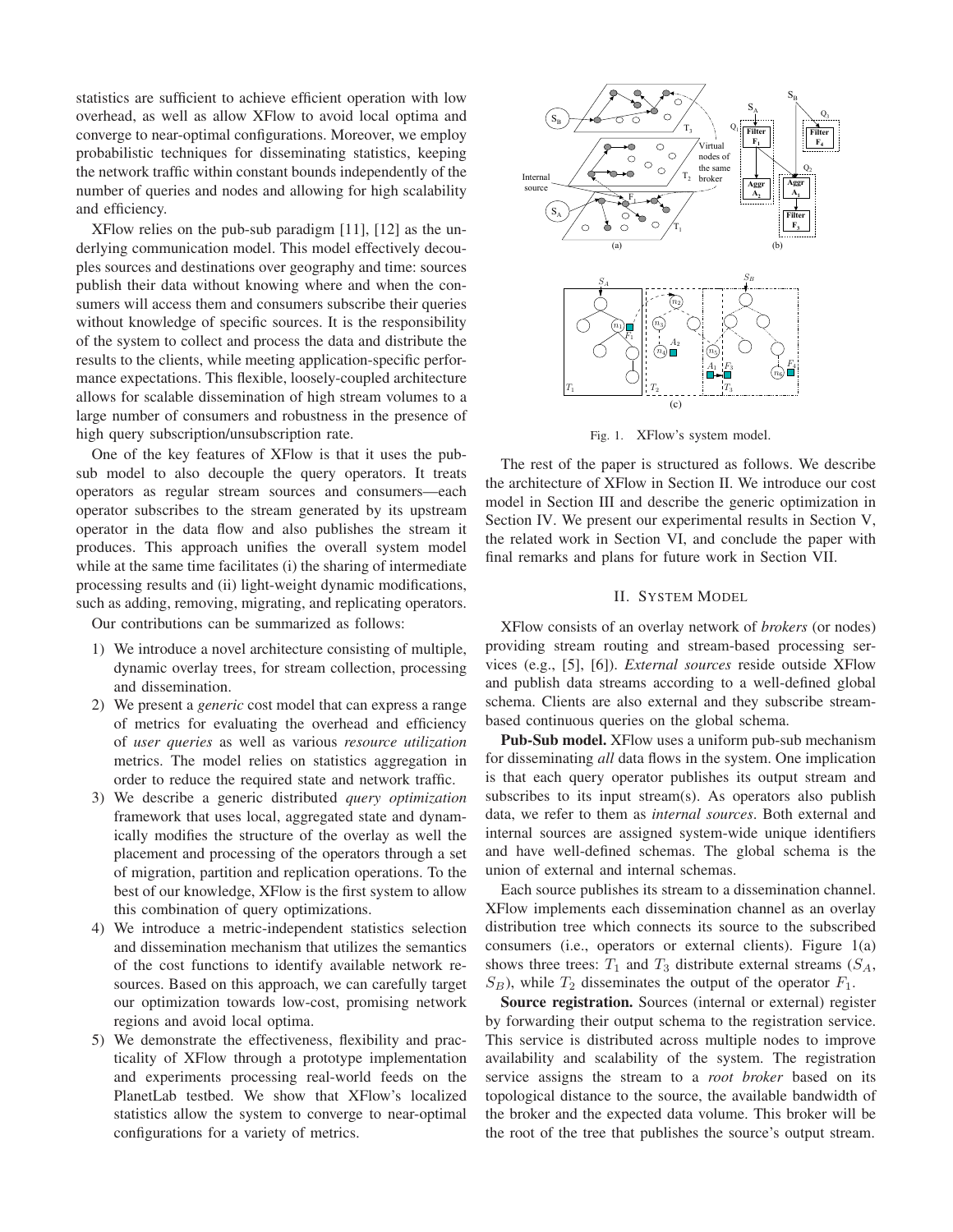statistics are sufficient to achieve efficient operation with low overhead, as well as allow XFlow to avoid local optima and converge to near-optimal configurations. Moreover, we employ probabilistic techniques for disseminating statistics, keeping the network traffic within constant bounds independently of the number of queries and nodes and allowing for high scalability and efficiency.

XFlow relies on the pub-sub paradigm [11], [12] as the underlying communication model. This model effectively decouples sources and destinations over geography and time: sources publish their data without knowing where and when the consumers will access them and consumers subscribe their queries without knowledge of specific sources. It is the responsibility of the system to collect and process the data and distribute the results to the clients, while meeting application-specific performance expectations. This flexible, loosely-coupled architecture allows for scalable dissemination of high stream volumes to a large number of consumers and robustness in the presence of high query subscription/unsubscription rate.

One of the key features of XFlow is that it uses the pub-sub model to also decouple the query operators. It treats operators as regular stream sources and consumers—each operator subscribes to the stream generated by its upstream operator in the data flow and also publishes the stream it produces. This approach unifies the overall system model while at the same time facilitates (i) the sharing of intermediate processing results and (ii) light-weight dynamic modifications, such as adding, removing, migrating, and replicating operators.

Our contributions can be summarized as follows:

1) We introduce a novel architecture consisting of multiple, dynamic overlay trees, for stream collection, processing and dissemination.
2) We present a *generic* cost model that can express a range of metrics for evaluating the overhead and efficiency of *user queries* as well as various *resource utilization* metrics. The model relies on statistics aggregation in order to reduce the required state and network traffic.
3) We describe a generic distributed *query optimization* framework that uses local, aggregated state and dynamically modifies the structure of the overlay as well the placement and processing of the operators through a set of migration, partition and replication operations. To the best of our knowledge, XFlow is the first system to allow this combination of query optimizations.
4) We introduce a metric-independent statistics selection and dissemination mechanism that utilizes the semantics of the cost functions to identify available network resources. Based on this approach, we can carefully target our optimization towards low-cost, promising network regions and avoid local optima.
5) We demonstrate the effectiveness, flexibility and practicality of XFlow through a prototype implementation and experiments processing real-world feeds on the PlanetLab testbed. We show that XFlow's localized statistics allow the system to converge to near-optimal configurations for a variety of metrics.

Fig. 1. XFlow's system model.

The rest of the paper is structured as follows. We describe the architecture of XFlow in Section II. We introduce our cost model in Section III and describe the generic optimization in Section IV. We present our experimental results in Section V, the related work in Section VI, and conclude the paper with final remarks and plans for future work in Section VII.

## II. System Model

XFlow consists of an overlay network of *brokers* (or nodes) providing stream routing and stream-based processing services (e.g., [5], [6]). *External sources* reside outside XFlow and publish data streams according to a well-defined global schema. Clients are also external and they subscribe stream-based continuous queries on the global schema.

**Pub-Sub model.** XFlow uses a uniform pub-sub mechanism for disseminating *all* data flows in the system. One implication is that each query operator publishes its output stream and subscribes to its input stream(s). As operators also publish data, we refer to them as *internal sources*. Both external and internal sources are assigned system-wide unique identifiers and have well-defined schemas. The global schema is the union of external and internal schemas.

Each source publishes its stream to a dissemination channel. XFlow implements each dissemination channel as an overlay distribution tree which connects its source to the subscribed consumers (i.e., operators or external clients). Figure 1(a) shows three trees: $T_1$ and $T_3$ distribute external streams ($S_A$, $S_B$), while $T_2$ disseminates the output of the operator $F_1$.

**Source registration.** Sources (internal or external) register by forwarding their output schema to the registration service. This service is distributed across multiple nodes to improve availability and scalability of the system. The registration service assigns the stream to a *root broker* based on its topological distance to the source, the available bandwidth of the broker and the expected data volume. This broker will be the root of the tree that publishes the source's output stream.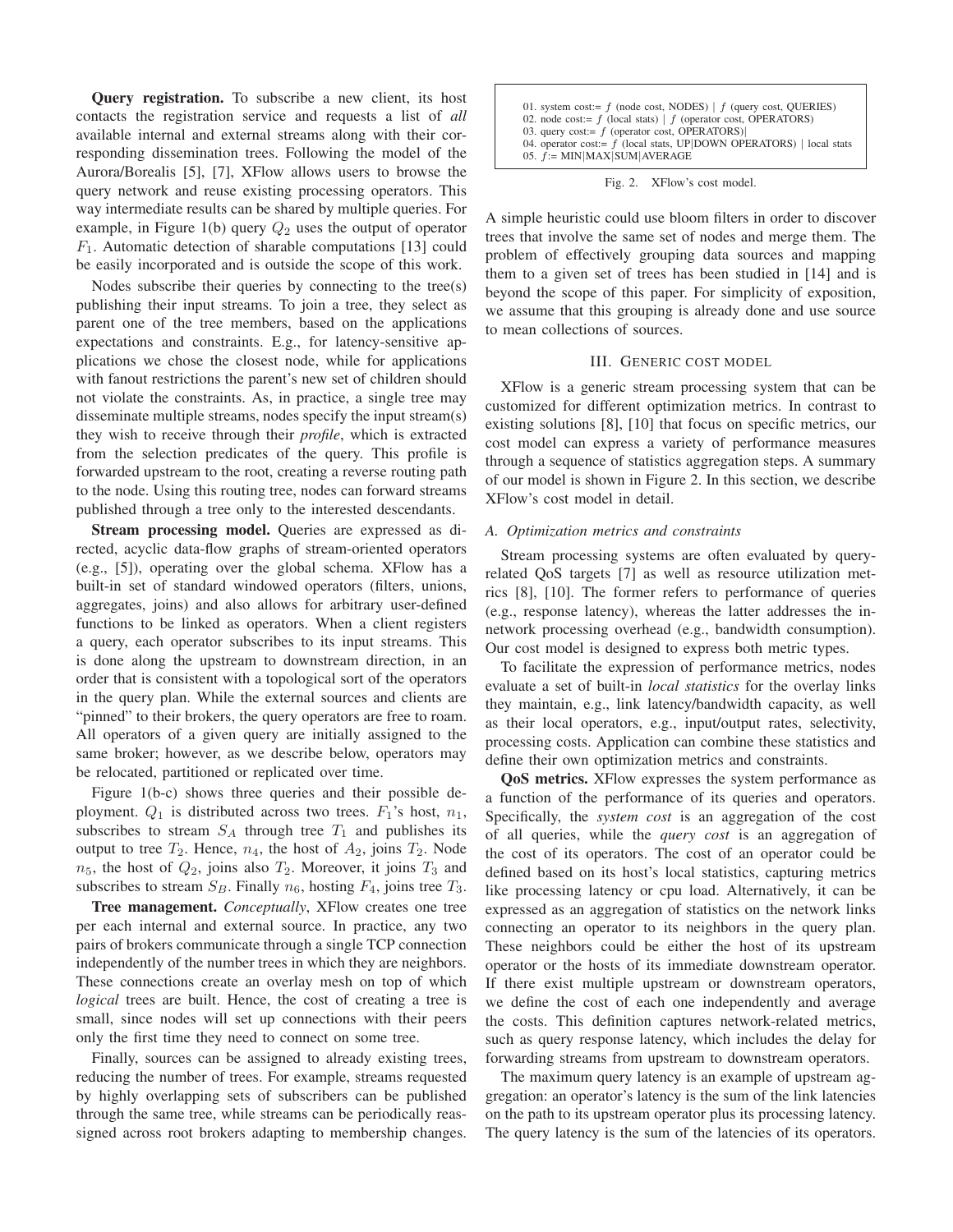**Query registration.** To subscribe a new client, its host contacts the registration service and requests a list of *all* available internal and external streams along with their corresponding dissemination trees. Following the model of the Aurora/Borealis [5], [7], XFlow allows users to browse the query network and reuse existing processing operators. This way intermediate results can be shared by multiple queries. For example, in Figure 1(b) query $Q_2$ uses the output of operator $F_1$. Automatic detection of sharable computations [13] could be easily incorporated and is outside the scope of this work.

Nodes subscribe their queries by connecting to the tree(s) publishing their input streams. To join a tree, they select as parent one of the tree members, based on the applications expectations and constraints. E.g., for latency-sensitive applications we chose the closest node, while for applications with fanout restrictions the parent's new set of children should not violate the constraints. As, in practice, a single tree may disseminate multiple streams, nodes specify the input stream(s) they wish to receive through their *profile*, which is extracted from the selection predicates of the query. This profile is forwarded upstream to the root, creating a reverse routing path to the node. Using this routing tree, nodes can forward streams published through a tree only to the interested descendants.

**Stream processing model.** Queries are expressed as directed, acyclic data-flow graphs of stream-oriented operators (e.g., [5]), operating over the global schema. XFlow has a built-in set of standard windowed operators (filters, unions, aggregates, joins) and also allows for arbitrary user-defined functions to be linked as operators. When a client registers a query, each operator subscribes to its input streams. This is done along the upstream to downstream direction, in an order that is consistent with a topological sort of the operators in the query plan. While the external sources and clients are "pinned" to their brokers, the query operators are free to roam. All operators of a given query are initially assigned to the same broker; however, as we describe below, operators may be relocated, partitioned or replicated over time.

Figure 1(b-c) shows three queries and their possible deployment. $Q_1$ is distributed across two trees. $F_1$'s host, $n_1$, subscribes to stream $S_A$ through tree $T_1$ and publishes its output to tree $T_2$. Hence, $n_4$, the host of $A_2$, joins $T_2$. Node $n_5$, the host of $Q_2$, joins also $T_2$. Moreover, it joins $T_3$ and subscribes to stream $S_B$. Finally $n_6$, hosting $F_4$, joins tree $T_3$.

**Tree management.** *Conceptually*, XFlow creates one tree per each internal and external source. In practice, any two pairs of brokers communicate through a single TCP connection independently of the number trees in which they are neighbors. These connections create an overlay mesh on top of which *logical* trees are built. Hence, the cost of creating a tree is small, since nodes will set up connections with their peers only the first time they need to connect on some tree.

Finally, sources can be assigned to already existing trees, reducing the number of trees. For example, streams requested by highly overlapping sets of subscribers can be published through the same tree, while streams can be periodically reassigned across root brokers adapting to membership changes. A simple heuristic could use bloom filters in order to discover trees that involve the same set of nodes and merge them. The problem of effectively grouping data sources and mapping them to a given set of trees has been studied in [14] and is beyond the scope of this paper. For simplicity of exposition, we assume that this grouping is already done and use source to mean collections of sources.

```
01. system cost:= f (node cost, NODES) | f (query cost, QUERIES)
02. node cost:= f (local stats) | f (operator cost, OPERATORS)
03. query cost:= f (operator cost, OPERATORS)|
04. operator cost:= f (local stats, UP|DOWN OPERATORS) | local stats
05. f:= MIN|MAX|SUM|AVERAGE
```

Fig. 2. XFlow's cost model.

## III. Generic cost model

XFlow is a generic stream processing system that can be customized for different optimization metrics. In contrast to existing solutions [8], [10] that focus on specific metrics, our cost model can express a variety of performance measures through a sequence of statistics aggregation steps. A summary of our model is shown in Figure 2. In this section, we describe XFlow's cost model in detail.

### A. Optimization metrics and constraints

Stream processing systems are often evaluated by query-related QoS targets [7] as well as resource utilization metrics [8], [10]. The former refers to performance of queries (e.g., response latency), whereas the latter addresses the in-network processing overhead (e.g., bandwidth consumption). Our cost model is designed to express both metric types.

To facilitate the expression of performance metrics, nodes evaluate a set of built-in *local statistics* for the overlay links they maintain, e.g., link latency/bandwidth capacity, as well as their local operators, e.g., input/output rates, selectivity, processing costs. Application can combine these statistics and define their own optimization metrics and constraints.

**QoS metrics.** XFlow expresses the system performance as a function of the performance of its queries and operators. Specifically, the *system cost* is an aggregation of the cost of all queries, while the *query cost* is an aggregation of the cost of its operators. The cost of an operator could be defined based on its host's local statistics, capturing metrics like processing latency or cpu load. Alternatively, it can be expressed as an aggregation of statistics on the network links connecting an operator to its neighbors in the query plan. These neighbors could be either the host of its upstream operator or the hosts of its immediate downstream operator. If there exist multiple upstream or downstream operators, we define the cost of each one independently and average the costs. This definition captures network-related metrics, such as query response latency, which includes the delay for forwarding streams from upstream to downstream operators.

The maximum query latency is an example of upstream aggregation: an operator's latency is the sum of the link latencies on the path to its upstream operator plus its processing latency. The query latency is the sum of the latencies of its operators.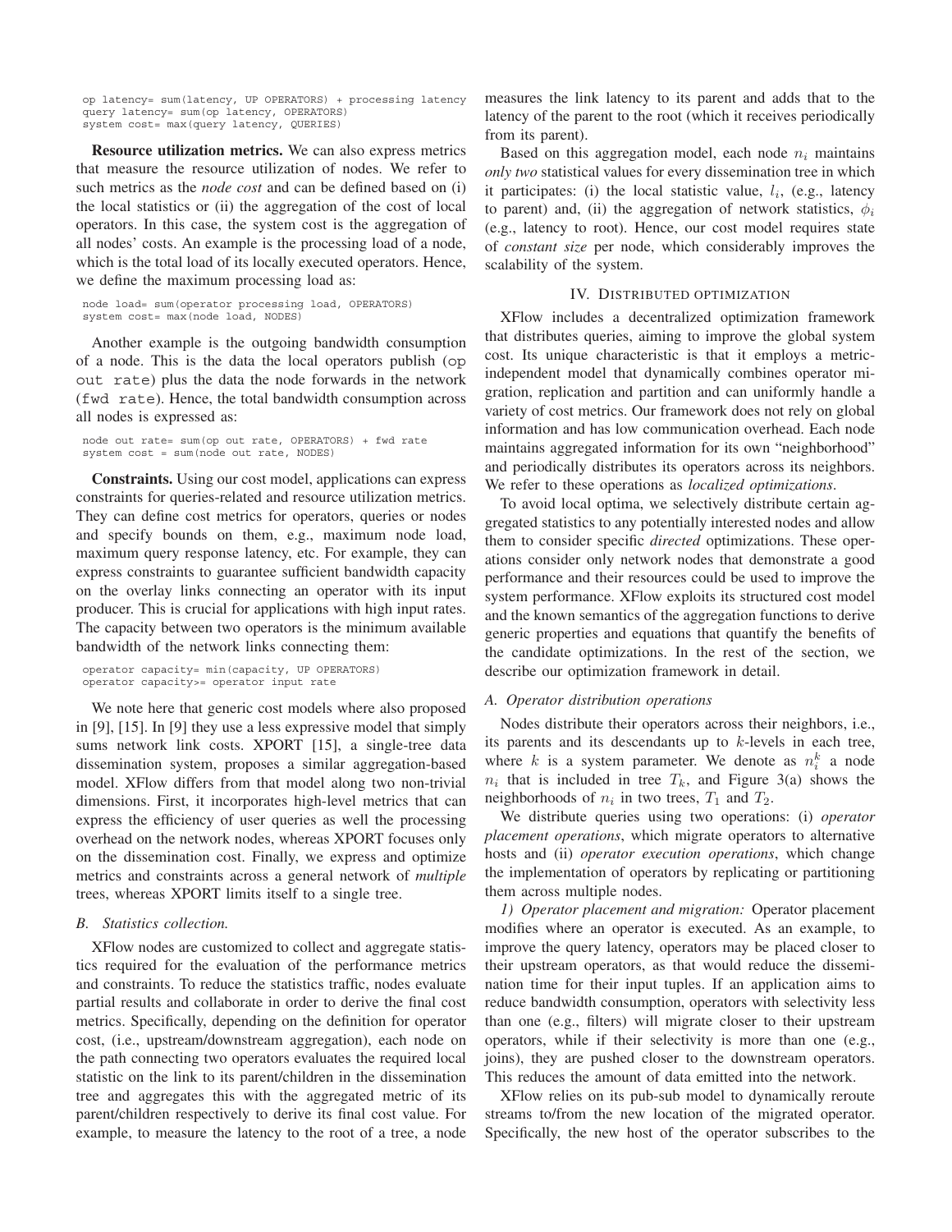```
op latency= sum(latency, UP OPERATORS) + processing latency
query latency= sum(op latency, OPERATORS)
system cost= max(query latency, QUERIES)
```

**Resource utilization metrics.** We can also express metrics that measure the resource utilization of nodes. We refer to such metrics as the *node cost* and can be defined based on (i) the local statistics or (ii) the aggregation of the cost of local operators. In this case, the system cost is the aggregation of all nodes' costs. An example is the processing load of a node, which is the total load of its locally executed operators. Hence, we define the maximum processing load as:

```
node load= sum(operator processing load, OPERATORS)
system cost= max(node load, NODES)
```

Another example is the outgoing bandwidth consumption of a node. This is the data the local operators publish (`op out rate`) plus the data the node forwards in the network (`fwd rate`). Hence, the total bandwidth consumption across all nodes is expressed as:

```
node out rate= sum(op out rate, OPERATORS) + fwd rate
system cost = sum(node out rate, NODES)
```

**Constraints.** Using our cost model, applications can express constraints for queries-related and resource utilization metrics. They can define cost metrics for operators, queries or nodes and specify bounds on them, e.g., maximum node load, maximum query response latency, etc. For example, they can express constraints to guarantee sufficient bandwidth capacity on the overlay links connecting an operator with its input producer. This is crucial for applications with high input rates. The capacity between two operators is the minimum available bandwidth of the network links connecting them:

```
operator capacity= min(capacity, UP OPERATORS)
operator capacity>= operator input rate
```

We note here that generic cost models where also proposed in [9], [15]. In [9] they use a less expressive model that simply sums network link costs. XPORT [15], a single-tree data dissemination system, proposes a similar aggregation-based model. XFlow differs from that model along two non-trivial dimensions. First, it incorporates high-level metrics that can express the efficiency of user queries as well the processing overhead on the network nodes, whereas XPORT focuses only on the dissemination cost. Finally, we express and optimize metrics and constraints across a general network of *multiple* trees, whereas XPORT limits itself to a single tree.

### *B. Statistics collection.*

XFlow nodes are customized to collect and aggregate statistics required for the evaluation of the performance metrics and constraints. To reduce the statistics traffic, nodes evaluate partial results and collaborate in order to derive the final cost metrics. Specifically, depending on the definition for operator cost, (i.e., upstream/downstream aggregation), each node on the path connecting two operators evaluates the required local statistic on the link to its parent/children in the dissemination tree and aggregates this with the aggregated metric of its parent/children respectively to derive its final cost value. For example, to measure the latency to the root of a tree, a node measures the link latency to its parent and adds that to the latency of the parent to the root (which it receives periodically from its parent).

Based on this aggregation model, each node $n_i$ maintains *only two* statistical values for every dissemination tree in which it participates: (i) the local statistic value, $l_i$, (e.g., latency to parent) and, (ii) the aggregation of network statistics, $\phi_i$ (e.g., latency to root). Hence, our cost model requires state of *constant size* per node, which considerably improves the scalability of the system.

## IV. Distributed optimization

XFlow includes a decentralized optimization framework that distributes queries, aiming to improve the global system cost. Its unique characteristic is that it employs a metric-independent model that dynamically combines operator migration, replication and partition and can uniformly handle a variety of cost metrics. Our framework does not rely on global information and has low communication overhead. Each node maintains aggregated information for its own "neighborhood" and periodically distributes its operators across its neighbors. We refer to these operations as *localized optimizations*.

To avoid local optima, we selectively distribute certain aggregated statistics to any potentially interested nodes and allow them to consider specific *directed* optimizations. These operations consider only network nodes that demonstrate a good performance and their resources could be used to improve the system performance. XFlow exploits its structured cost model and the known semantics of the aggregation functions to derive generic properties and equations that quantify the benefits of the candidate optimizations. In the rest of the section, we describe our optimization framework in detail.

### *A. Operator distribution operations*

Nodes distribute their operators across their neighbors, i.e., its parents and its descendants up to $k$-levels in each tree, where $k$ is a system parameter. We denote as $n_i^k$ a node $n_i$ that is included in tree $T_k$, and Figure 3(a) shows the neighborhoods of $n_i$ in two trees, $T_1$ and $T_2$.

We distribute queries using two operations: (i) *operator placement operations*, which migrate operators to alternative hosts and (ii) *operator execution operations*, which change the implementation of operators by replicating or partitioning them across multiple nodes.

*1) Operator placement and migration:* Operator placement modifies where an operator is executed. As an example, to improve the query latency, operators may be placed closer to their upstream operators, as that would reduce the dissemination time for their input tuples. If an application aims to reduce bandwidth consumption, operators with selectivity less than one (e.g., filters) will migrate closer to their upstream operators, while if their selectivity is more than one (e.g., joins), they are pushed closer to the downstream operators. This reduces the amount of data emitted into the network.

XFlow relies on its pub-sub model to dynamically reroute streams to/from the new location of the migrated operator. Specifically, the new host of the operator subscribes to the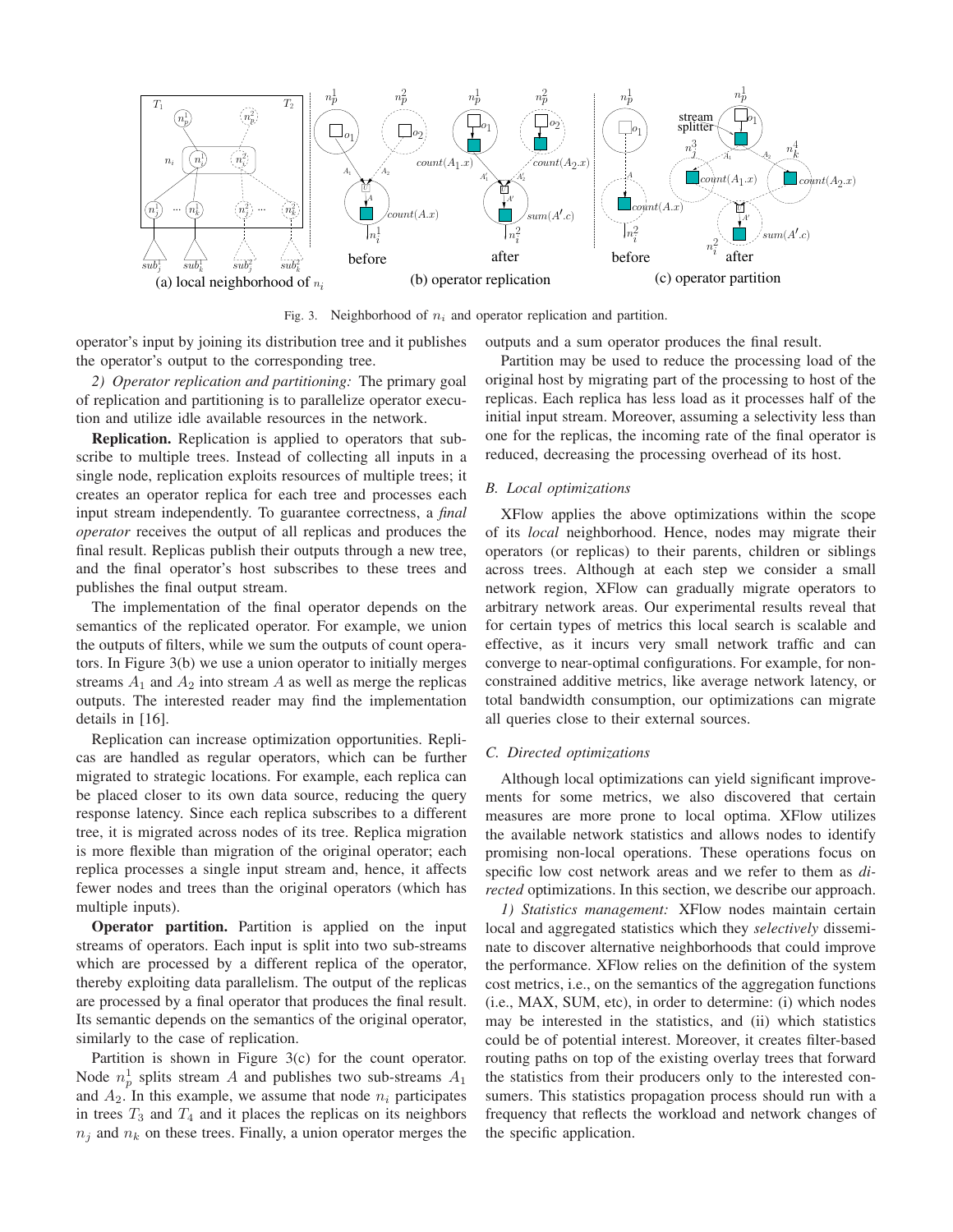Fig. 3. Neighborhood of $n_i$ and operator replication and partition.

operator's input by joining its distribution tree and it publishes the operator's output to the corresponding tree.

*2) Operator replication and partitioning:* The primary goal of replication and partitioning is to parallelize operator execution and utilize idle available resources in the network.

**Replication.** Replication is applied to operators that subscribe to multiple trees. Instead of collecting all inputs in a single node, replication exploits resources of multiple trees; it creates an operator replica for each tree and processes each input stream independently. To guarantee correctness, a *final operator* receives the output of all replicas and produces the final result. Replicas publish their outputs through a new tree, and the final operator's host subscribes to these trees and publishes the final output stream.

The implementation of the final operator depends on the semantics of the replicated operator. For example, we union the outputs of filters, while we sum the outputs of count operators. In Figure 3(b) we use a union operator to initially merges streams $A_1$ and $A_2$ into stream $A$ as well as merge the replicas outputs. The interested reader may find the implementation details in [16].

Replication can increase optimization opportunities. Replicas are handled as regular operators, which can be further migrated to strategic locations. For example, each replica can be placed closer to its own data source, reducing the query response latency. Since each replica subscribes to a different tree, it is migrated across nodes of its tree. Replica migration is more flexible than migration of the original operator; each replica processes a single input stream and, hence, it affects fewer nodes and trees than the original operators (which has multiple inputs).

**Operator partition.** Partition is applied on the input streams of operators. Each input is split into two sub-streams which are processed by a different replica of the operator, thereby exploiting data parallelism. The output of the replicas are processed by a final operator that produces the final result. Its semantic depends on the semantics of the original operator, similarly to the case of replication.

Partition is shown in Figure 3(c) for the count operator. Node $n_p^1$ splits stream $A$ and publishes two sub-streams $A_1$ and $A_2$. In this example, we assume that node $n_i$ participates in trees $T_3$ and $T_4$ and it places the replicas on its neighbors $n_j$ and $n_k$ on these trees. Finally, a union operator merges the outputs and a sum operator produces the final result.

Partition may be used to reduce the processing load of the original host by migrating part of the processing to host of the replicas. Each replica has less load as it processes half of the initial input stream. Moreover, assuming a selectivity less than one for the replicas, the incoming rate of the final operator is reduced, decreasing the processing overhead of its host.

### B. Local optimizations

XFlow applies the above optimizations within the scope of its *local* neighborhood. Hence, nodes may migrate their operators (or replicas) to their parents, children or siblings across trees. Although at each step we consider a small network region, XFlow can gradually migrate operators to arbitrary network areas. Our experimental results reveal that for certain types of metrics this local search is scalable and effective, as it incurs very small network traffic and can converge to near-optimal configurations. For example, for non-constrained additive metrics, like average network latency, or total bandwidth consumption, our optimizations can migrate all queries close to their external sources.

### C. Directed optimizations

Although local optimizations can yield significant improvements for some metrics, we also discovered that certain measures are more prone to local optima. XFlow utilizes the available network statistics and allows nodes to identify promising non-local operations. These operations focus on specific low cost network areas and we refer to them as *directed* optimizations. In this section, we describe our approach.

*1) Statistics management:* XFlow nodes maintain certain local and aggregated statistics which they *selectively* disseminate to discover alternative neighborhoods that could improve the performance. XFlow relies on the definition of the system cost metrics, i.e., on the semantics of the aggregation functions (i.e., MAX, SUM, etc), in order to determine: (i) which nodes may be interested in the statistics, and (ii) which statistics could be of potential interest. Moreover, it creates filter-based routing paths on top of the existing overlay trees that forward the statistics from their producers only to the interested consumers. This statistics propagation process should run with a frequency that reflects the workload and network changes of the specific application.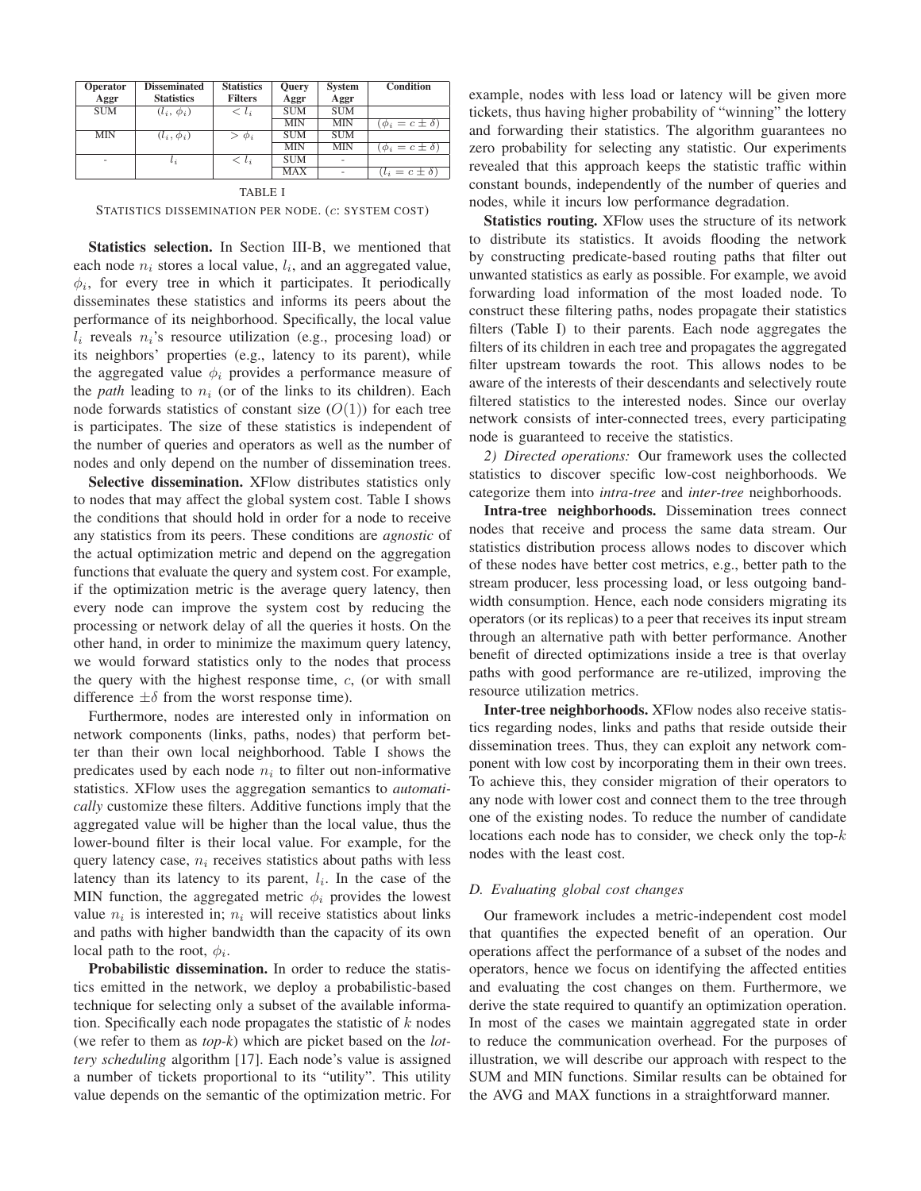| Operator Aggr | Disseminated Statistics | Statistics Filters | Query Aggr | System Aggr | Condition |
|---|---|---|---|---|---|
| SUM | $(l_i, \phi_i)$ | $< l_i$ | SUM | SUM | |
| | | | MIN | MIN | $(\phi_i = c \pm \delta)$ |
| MIN | $(l_i, \phi_i)$ | $> \phi_i$ | SUM | SUM | |
| | | | MIN | MIN | $(\phi_i = c \pm \delta)$ |
| - | $l_i$ | $< l_i$ | SUM | - | |
| | | | MAX | - | $(l_i = c \pm \delta)$ |

TABLE I

STATISTICS DISSEMINATION PER NODE. ($c$: SYSTEM COST)

**Statistics selection.** In Section III-B, we mentioned that each node $n_i$ stores a local value, $l_i$, and an aggregated value, $\phi_i$, for every tree in which it participates. It periodically disseminates these statistics and informs its peers about the performance of its neighborhood. Specifically, the local value $l_i$ reveals $n_i$'s resource utilization (e.g., procesing load) or its neighbors' properties (e.g., latency to its parent), while the aggregated value $\phi_i$ provides a performance measure of the *path* leading to $n_i$ (or of the links to its children). Each node forwards statistics of constant size ($O(1)$) for each tree is participates. The size of these statistics is independent of the number of queries and operators as well as the number of nodes and only depend on the number of dissemination trees.

**Selective dissemination.** XFlow distributes statistics only to nodes that may affect the global system cost. Table I shows the conditions that should hold in order for a node to receive any statistics from its peers. These conditions are *agnostic* of the actual optimization metric and depend on the aggregation functions that evaluate the query and system cost. For example, if the optimization metric is the average query latency, then every node can improve the system cost by reducing the processing or network delay of all the queries it hosts. On the other hand, in order to minimize the maximum query latency, we would forward statistics only to the nodes that process the query with the highest response time, $c$, (or with small difference $\pm\delta$ from the worst response time).

Furthermore, nodes are interested only in information on network components (links, paths, nodes) that perform better than their own local neighborhood. Table I shows the predicates used by each node $n_i$ to filter out non-informative statistics. XFlow uses the aggregation semantics to *automatically* customize these filters. Additive functions imply that the aggregated value will be higher than the local value, thus the lower-bound filter is their local value. For example, for the query latency case, $n_i$ receives statistics about paths with less latency than its latency to its parent, $l_i$. In the case of the MIN function, the aggregated metric $\phi_i$ provides the lowest value $n_i$ is interested in; $n_i$ will receive statistics about links and paths with higher bandwidth than the capacity of its own local path to the root, $\phi_i$.

**Probabilistic dissemination.** In order to reduce the statistics emitted in the network, we deploy a probabilistic-based technique for selecting only a subset of the available information. Specifically each node propagates the statistic of $k$ nodes (we refer to them as *top-k*) which are picket based on the *lottery scheduling* algorithm [17]. Each node's value is assigned a number of tickets proportional to its "utility". This utility value depends on the semantic of the optimization metric. For example, nodes with less load or latency will be given more tickets, thus having higher probability of "winning" the lottery and forwarding their statistics. The algorithm guarantees no zero probability for selecting any statistic. Our experiments revealed that this approach keeps the statistic traffic within constant bounds, independently of the number of queries and nodes, while it incurs low performance degradation.

**Statistics routing.** XFlow uses the structure of its network to distribute its statistics. It avoids flooding the network by constructing predicate-based routing paths that filter out unwanted statistics as early as possible. For example, we avoid forwarding load information of the most loaded node. To construct these filtering paths, nodes propagate their statistics filters (Table I) to their parents. Each node aggregates the filters of its children in each tree and propagates the aggregated filter upstream towards the root. This allows nodes to be aware of the interests of their descendants and selectively route filtered statistics to the interested nodes. Since our overlay network consists of inter-connected trees, every participating node is guaranteed to receive the statistics.

*2) Directed operations:* Our framework uses the collected statistics to discover specific low-cost neighborhoods. We categorize them into *intra-tree* and *inter-tree* neighborhoods.

**Intra-tree neighborhoods.** Dissemination trees connect nodes that receive and process the same data stream. Our statistics distribution process allows nodes to discover which of these nodes have better cost metrics, e.g., better path to the stream producer, less processing load, or less outgoing bandwidth consumption. Hence, each node considers migrating its operators (or its replicas) to a peer that receives its input stream through an alternative path with better performance. Another benefit of directed optimizations inside a tree is that overlay paths with good performance are re-utilized, improving the resource utilization metrics.

**Inter-tree neighborhoods.** XFlow nodes also receive statistics regarding nodes, links and paths that reside outside their dissemination trees. Thus, they can exploit any network component with low cost by incorporating them in their own trees. To achieve this, they consider migration of their operators to any node with lower cost and connect them to the tree through one of the existing nodes. To reduce the number of candidate locations each node has to consider, we check only the top-$k$ nodes with the least cost.

### D. Evaluating global cost changes

Our framework includes a metric-independent cost model that quantifies the expected benefit of an operation. Our operations affect the performance of a subset of the nodes and operators, hence we focus on identifying the affected entities and evaluating the cost changes on them. Furthermore, we derive the state required to quantify an optimization operation. In most of the cases we maintain aggregated state in order to reduce the communication overhead. For the purposes of illustration, we will describe our approach with respect to the SUM and MIN functions. Similar results can be obtained for the AVG and MAX functions in a straightforward manner.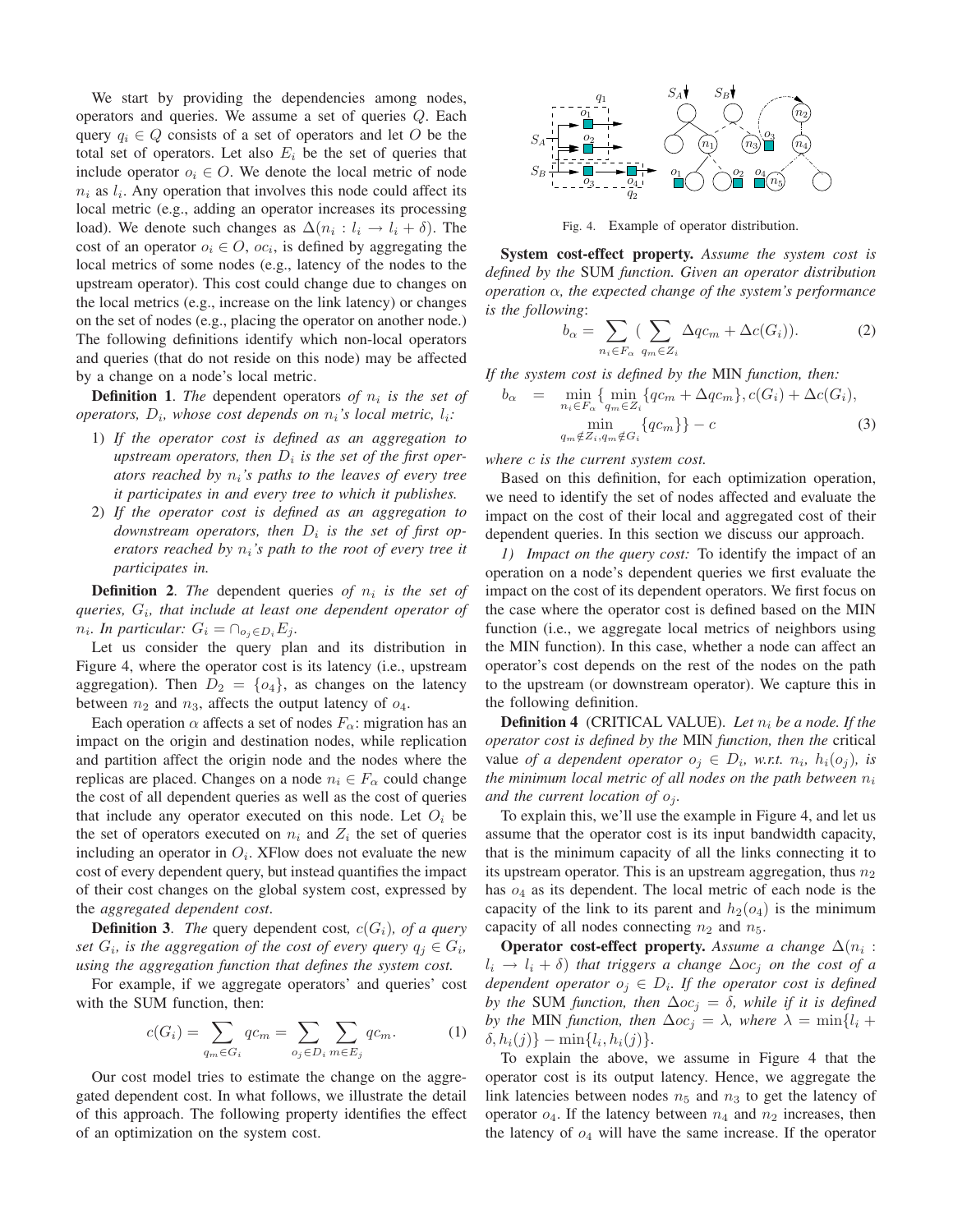We start by providing the dependencies among nodes, operators and queries. We assume a set of queries $Q$. Each query $q_i \in Q$ consists of a set of operators and let $O$ be the total set of operators. Let also $E_i$ be the set of queries that include operator $o_i \in O$. We denote the local metric of node $n_i$ as $l_i$. Any operation that involves this node could affect its local metric (e.g., adding an operator increases its processing load). We denote such changes as $\Delta(n_i : l_i \rightarrow l_i + \delta)$. The cost of an operator $o_i \in O$, $oc_i$, is defined by aggregating the local metrics of some nodes (e.g., latency of the nodes to the upstream operator). This cost could change due to changes on the local metrics (e.g., increase on the link latency) or changes on the set of nodes (e.g., placing the operator on another node.) The following definitions identify which non-local operators and queries (that do not reside on this node) may be affected by a change on a node's local metric.

**Definition 1**. *The* dependent operators *of $n_i$ is the set of operators, $D_i$, whose cost depends on $n_i$'s local metric, $l_i$:*

1) *If the operator cost is defined as an aggregation to upstream operators, then $D_i$ is the set of the first operators reached by $n_i$'s paths to the leaves of every tree it participates in and every tree to which it publishes.*
2) *If the operator cost is defined as an aggregation to downstream operators, then $D_i$ is the set of first operators reached by $n_i$'s path to the root of every tree it participates in.*

**Definition 2**. *The* dependent queries *of $n_i$ is the set of queries, $G_i$, that include at least one dependent operator of $n_i$. In particular: $G_i = \cap_{o_j \in D_i} E_j$.*

Let us consider the query plan and its distribution in Figure 4, where the operator cost is its latency (i.e., upstream aggregation). Then $D_2 = \{o_4\}$, as changes on the latency between $n_2$ and $n_3$, affects the output latency of $o_4$.

Each operation $\alpha$ affects a set of nodes $F_\alpha$: migration has an impact on the origin and destination nodes, while replication and partition affect the origin node and the nodes where the replicas are placed. Changes on a node $n_i \in F_\alpha$ could change the cost of all dependent queries as well as the cost of queries that include any operator executed on this node. Let $O_i$ be the set of operators executed on $n_i$ and $Z_i$ the set of queries including an operator in $O_i$. XFlow does not evaluate the new cost of every dependent query, but instead quantifies the impact of their cost changes on the global system cost, expressed by the *aggregated dependent cost*.

**Definition 3**. *The* query dependent cost*, $c(G_i)$, of a query set $G_i$, is the aggregation of the cost of every query $q_j \in G_i$, using the aggregation function that defines the system cost.*

For example, if we aggregate operators' and queries' cost with the SUM function, then:

$$c(G_i) = \sum_{q_m \in G_i} qc_m = \sum_{o_j \in D_i} \sum_{m \in E_j} qc_m. \tag{1}$$

Our cost model tries to estimate the change on the aggregated dependent cost. In what follows, we illustrate the detail of this approach. The following property identifies the effect of an optimization on the system cost.

Fig. 4. Example of operator distribution.

**System cost-effect property.** *Assume the system cost is defined by the* SUM *function. Given an operator distribution operation $\alpha$, the expected change of the system's performance is the following*:

$$b_\alpha = \sum_{n_i \in F_\alpha} \Big( \sum_{q_m \in Z_i} \Delta qc_m + \Delta c(G_i) \Big). \tag{2}$$

*If the system cost is defined by the* MIN *function, then:*

$$b_\alpha = \min_{n_i \in F_\alpha} \{ \min_{q_m \in Z_i} \{qc_m + \Delta qc_m\}, c(G_i) + \Delta c(G_i), \min_{q_m \notin Z_i, q_m \notin G_i} \{qc_m\} \} - c \tag{3}$$

*where $c$ is the current system cost.*

Based on this definition, for each optimization operation, we need to identify the set of nodes affected and evaluate the impact on the cost of their local and aggregated cost of their dependent queries. In this section we discuss our approach.

*1) Impact on the query cost:* To identify the impact of an operation on a node's dependent queries we first evaluate the impact on the cost of its dependent operators. We first focus on the case where the operator cost is defined based on the MIN function (i.e., we aggregate local metrics of neighbors using the MIN function). In this case, whether a node can affect an operator's cost depends on the rest of the nodes on the path to the upstream (or downstream operator). We capture this in the following definition.

**Definition 4** (CRITICAL VALUE). *Let $n_i$ be a node. If the operator cost is defined by the* MIN *function, then the* critical value *of a dependent operator $o_j \in D_i$, w.r.t. $n_i$, $h_i(o_j)$, is the minimum local metric of all nodes on the path between $n_i$ and the current location of $o_j$.*

To explain this, we'll use the example in Figure 4, and let us assume that the operator cost is its input bandwidth capacity, that is the minimum capacity of all the links connecting it to its upstream operator. This is an upstream aggregation, thus $n_2$ has $o_4$ as its dependent. The local metric of each node is the capacity of the link to its parent and $h_2(o_4)$ is the minimum capacity of all nodes connecting $n_2$ and $n_5$.

**Operator cost-effect property.** *Assume a change $\Delta(n_i : l_i \rightarrow l_i + \delta)$ that triggers a change $\Delta oc_j$ on the cost of a dependent operator $o_j \in D_i$. If the operator cost is defined by the* SUM *function, then $\Delta oc_j = \delta$, while if it is defined by the* MIN *function, then $\Delta oc_j = \lambda$, where $\lambda = \min\{l_i + \delta, h_i(j)\} - \min\{l_i, h_i(j)\}$.*

To explain the above, we assume in Figure 4 that the operator cost is its output latency. Hence, we aggregate the link latencies between nodes $n_5$ and $n_3$ to get the latency of operator $o_4$. If the latency between $n_4$ and $n_2$ increases, then the latency of $o_4$ will have the same increase. If the operator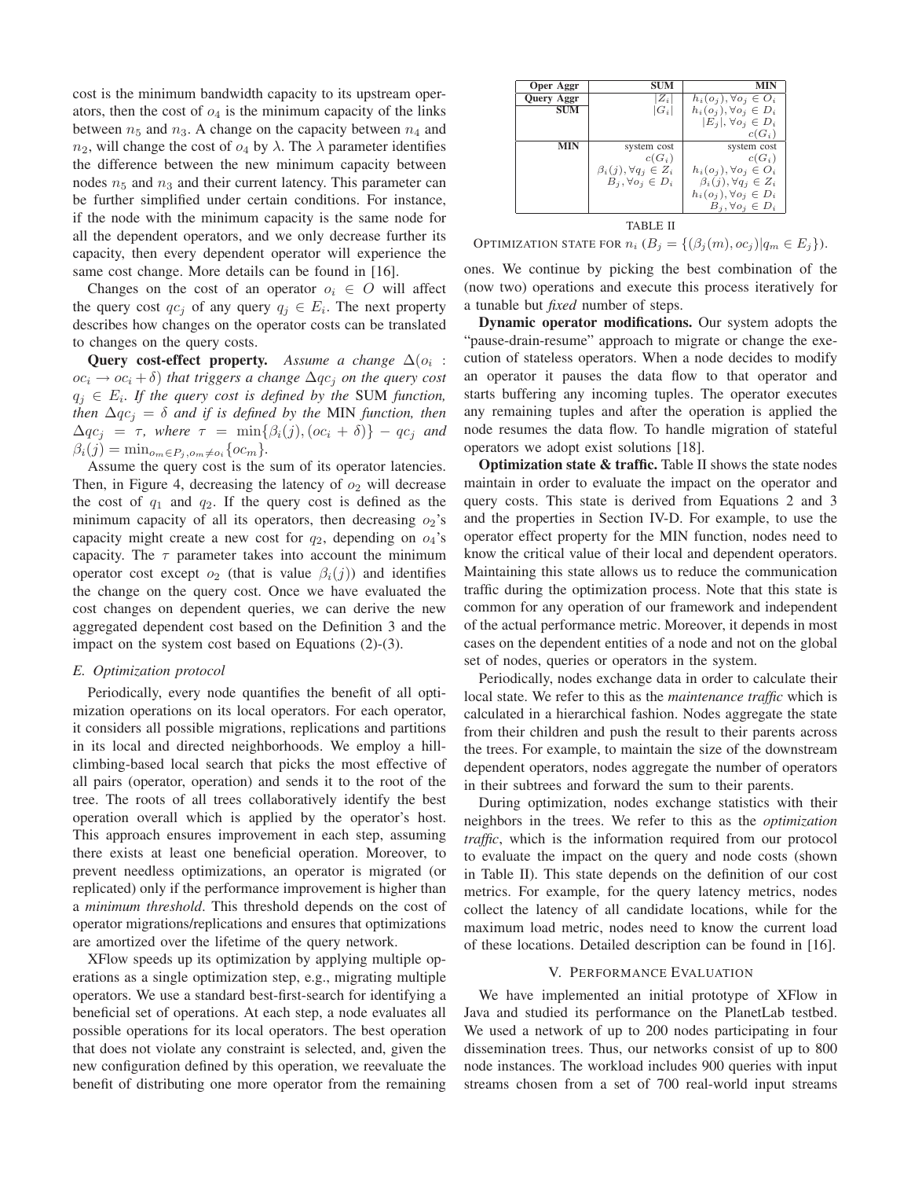cost is the minimum bandwidth capacity to its upstream operators, then the cost of $o_4$ is the minimum capacity of the links between $n_5$ and $n_3$. A change on the capacity between $n_4$ and $n_2$, will change the cost of $o_4$ by $\lambda$. The $\lambda$ parameter identifies the difference between the new minimum capacity between nodes $n_5$ and $n_3$ and their current latency. This parameter can be further simplified under certain conditions. For instance, if the node with the minimum capacity is the same node for all the dependent operators, and we only decrease further its capacity, then every dependent operator will experience the same cost change. More details can be found in [16].

Changes on the cost of an operator $o_i \in O$ will affect the query cost $qc_j$ of any query $q_j \in E_i$. The next property describes how changes on the operator costs can be translated to changes on the query costs.

**Query cost-effect property.** *Assume a change $\Delta(o_i : oc_i \rightarrow oc_i + \delta)$ that triggers a change $\Delta qc_j$ on the query cost $q_j \in E_i$. If the query cost is defined by the* SUM *function, then $\Delta qc_j = \delta$ and if is defined by the* MIN *function, then $\Delta qc_j = \tau$, where $\tau = \min\{\beta_i(j), (oc_i + \delta)\} - qc_j$ and $\beta_i(j) = \min_{o_m \in P_j, o_m \neq o_i}\{oc_m\}$.*

Assume the query cost is the sum of its operator latencies. Then, in Figure 4, decreasing the latency of $o_2$ will decrease the cost of $q_1$ and $q_2$. If the query cost is defined as the minimum capacity of all its operators, then decreasing $o_2$'s capacity might create a new cost for $q_2$, depending on $o_4$'s capacity. The $\tau$ parameter takes into account the minimum operator cost except $o_2$ (that is value $\beta_i(j)$) and identifies the change on the query cost. Once we have evaluated the cost changes on dependent queries, we can derive the new aggregated dependent cost based on the Definition 3 and the impact on the system cost based on Equations (2)-(3).

### E. Optimization protocol

Periodically, every node quantifies the benefit of all optimization operations on its local operators. For each operator, it considers all possible migrations, replications and partitions in its local and directed neighborhoods. We employ a hill-climbing-based local search that picks the most effective of all pairs (operator, operation) and sends it to the root of the tree. The roots of all trees collaboratively identify the best operation overall which is applied by the operator's host. This approach ensures improvement in each step, assuming there exists at least one beneficial operation. Moreover, to prevent needless optimizations, an operator is migrated (or replicated) only if the performance improvement is higher than a *minimum threshold*. This threshold depends on the cost of operator migrations/replications and ensures that optimizations are amortized over the lifetime of the query network.

XFlow speeds up its optimization by applying multiple operations as a single optimization step, e.g., migrating multiple operators. We use a standard best-first-search for identifying a beneficial set of operations. At each step, a node evaluates all possible operations for its local operators. The best operation that does not violate any constraint is selected, and, given the new configuration defined by this operation, we reevaluate the benefit of distributing one more operator from the remaining ones. We continue by picking the best combination of the (now two) operations and execute this process iteratively for a tunable but *fixed* number of steps.

| Oper Aggr | SUM | MIN |
|---|---|---|
| **Query Aggr** | $\|Z_i\|$ | $h_i(o_j), \forall o_j \in O_i$ |
| **SUM** | $\|G_i\|$ | $h_i(o_j), \forall o_j \in D_i$ <br> $\|E_j\|, \forall o_j \in D_i$ <br> $c(G_i)$ |
| **MIN** | system cost <br> $c(G_i)$ <br> $\beta_i(j), \forall q_j \in Z_i$ <br> $B_j, \forall o_j \in D_i$ | system cost <br> $c(G_i)$ <br> $h_i(o_j), \forall o_j \in O_i$ <br> $\beta_i(j), \forall q_j \in Z_i$ <br> $h_i(o_j), \forall o_j \in D_i$ <br> $B_j, \forall o_j \in D_i$ |

TABLE II

OPTIMIZATION STATE FOR $n_i$ ($B_j = \{(\beta_j(m), oc_j) | q_m \in E_j\}$).

**Dynamic operator modifications.** Our system adopts the "pause-drain-resume" approach to migrate or change the execution of stateless operators. When a node decides to modify an operator it pauses the data flow to that operator and starts buffering any incoming tuples. The operator executes any remaining tuples and after the operation is applied the node resumes the data flow. To handle migration of stateful operators we adopt exist solutions [18].

**Optimization state & traffic.** Table II shows the state nodes maintain in order to evaluate the impact on the operator and query costs. This state is derived from Equations 2 and 3 and the properties in Section IV-D. For example, to use the operator effect property for the MIN function, nodes need to know the critical value of their local and dependent operators. Maintaining this state allows us to reduce the communication traffic during the optimization process. Note that this state is common for any operation of our framework and independent of the actual performance metric. Moreover, it depends in most cases on the dependent entities of a node and not on the global set of nodes, queries or operators in the system.

Periodically, nodes exchange data in order to calculate their local state. We refer to this as the *maintenance traffic* which is calculated in a hierarchical fashion. Nodes aggregate the state from their children and push the result to their parents across the trees. For example, to maintain the size of the downstream dependent operators, nodes aggregate the number of operators in their subtrees and forward the sum to their parents.

During optimization, nodes exchange statistics with their neighbors in the trees. We refer to this as the *optimization traffic*, which is the information required from our protocol to evaluate the impact on the query and node costs (shown in Table II). This state depends on the definition of our cost metrics. For example, for the query latency metrics, nodes collect the latency of all candidate locations, while for the maximum load metric, nodes need to know the current load of these locations. Detailed description can be found in [16].

## V. PERFORMANCE EVALUATION

We have implemented an initial prototype of XFlow in Java and studied its performance on the PlanetLab testbed. We used a network of up to 200 nodes participating in four dissemination trees. Thus, our networks consist of up to 800 node instances. The workload includes 900 queries with input streams chosen from a set of 700 real-world input streams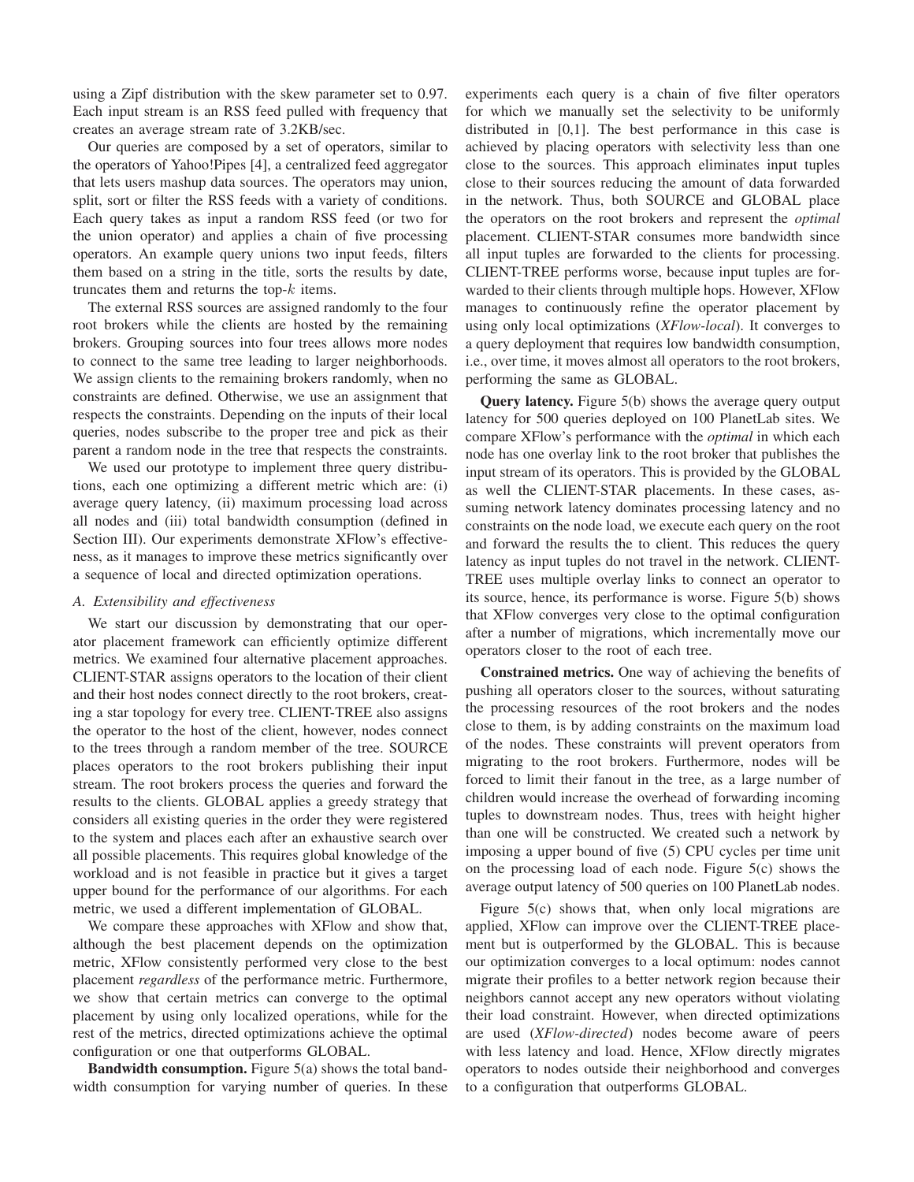using a Zipf distribution with the skew parameter set to 0.97. Each input stream is an RSS feed pulled with frequency that creates an average stream rate of 3.2KB/sec.

Our queries are composed by a set of operators, similar to the operators of Yahoo!Pipes [4], a centralized feed aggregator that lets users mashup data sources. The operators may union, split, sort or filter the RSS feeds with a variety of conditions. Each query takes as input a random RSS feed (or two for the union operator) and applies a chain of five processing operators. An example query unions two input feeds, filters them based on a string in the title, sorts the results by date, truncates them and returns the top-$k$ items.

The external RSS sources are assigned randomly to the four root brokers while the clients are hosted by the remaining brokers. Grouping sources into four trees allows more nodes to connect to the same tree leading to larger neighborhoods. We assign clients to the remaining brokers randomly, when no constraints are defined. Otherwise, we use an assignment that respects the constraints. Depending on the inputs of their local queries, nodes subscribe to the proper tree and pick as their parent a random node in the tree that respects the constraints.

We used our prototype to implement three query distributions, each one optimizing a different metric which are: (i) average query latency, (ii) maximum processing load across all nodes and (iii) total bandwidth consumption (defined in Section III). Our experiments demonstrate XFlow's effectiveness, as it manages to improve these metrics significantly over a sequence of local and directed optimization operations.

### A. Extensibility and effectiveness

We start our discussion by demonstrating that our operator placement framework can efficiently optimize different metrics. We examined four alternative placement approaches. CLIENT-STAR assigns operators to the location of their client and their host nodes connect directly to the root brokers, creating a star topology for every tree. CLIENT-TREE also assigns the operator to the host of the client, however, nodes connect to the trees through a random member of the tree. SOURCE places operators to the root brokers publishing their input stream. The root brokers process the queries and forward the results to the clients. GLOBAL applies a greedy strategy that considers all existing queries in the order they were registered to the system and places each after an exhaustive search over all possible placements. This requires global knowledge of the workload and is not feasible in practice but it gives a target upper bound for the performance of our algorithms. For each metric, we used a different implementation of GLOBAL.

We compare these approaches with XFlow and show that, although the best placement depends on the optimization metric, XFlow consistently performed very close to the best placement *regardless* of the performance metric. Furthermore, we show that certain metrics can converge to the optimal placement by using only localized operations, while for the rest of the metrics, directed optimizations achieve the optimal configuration or one that outperforms GLOBAL.

**Bandwidth consumption.** Figure 5(a) shows the total bandwidth consumption for varying number of queries. In these experiments each query is a chain of five filter operators for which we manually set the selectivity to be uniformly distributed in [0,1]. The best performance in this case is achieved by placing operators with selectivity less than one close to the sources. This approach eliminates input tuples close to their sources reducing the amount of data forwarded in the network. Thus, both SOURCE and GLOBAL place the operators on the root brokers and represent the *optimal* placement. CLIENT-STAR consumes more bandwidth since all input tuples are forwarded to the clients for processing. CLIENT-TREE performs worse, because input tuples are forwarded to their clients through multiple hops. However, XFlow manages to continuously refine the operator placement by using only local optimizations (*XFlow-local*). It converges to a query deployment that requires low bandwidth consumption, i.e., over time, it moves almost all operators to the root brokers, performing the same as GLOBAL.

**Query latency.** Figure 5(b) shows the average query output latency for 500 queries deployed on 100 PlanetLab sites. We compare XFlow's performance with the *optimal* in which each node has one overlay link to the root broker that publishes the input stream of its operators. This is provided by the GLOBAL as well the CLIENT-STAR placements. In these cases, assuming network latency dominates processing latency and no constraints on the node load, we execute each query on the root and forward the results the to client. This reduces the query latency as input tuples do not travel in the network. CLIENT-TREE uses multiple overlay links to connect an operator to its source, hence, its performance is worse. Figure 5(b) shows that XFlow converges very close to the optimal configuration after a number of migrations, which incrementally move our operators closer to the root of each tree.

**Constrained metrics.** One way of achieving the benefits of pushing all operators closer to the sources, without saturating the processing resources of the root brokers and the nodes close to them, is by adding constraints on the maximum load of the nodes. These constraints will prevent operators from migrating to the root brokers. Furthermore, nodes will be forced to limit their fanout in the tree, as a large number of children would increase the overhead of forwarding incoming tuples to downstream nodes. Thus, trees with height higher than one will be constructed. We created such a network by imposing a upper bound of five (5) CPU cycles per time unit on the processing load of each node. Figure 5(c) shows the average output latency of 500 queries on 100 PlanetLab nodes.

Figure 5(c) shows that, when only local migrations are applied, XFlow can improve over the CLIENT-TREE placement but is outperformed by the GLOBAL. This is because our optimization converges to a local optimum: nodes cannot migrate their profiles to a better network region because their neighbors cannot accept any new operators without violating their load constraint. However, when directed optimizations are used (*XFlow-directed*) nodes become aware of peers with less latency and load. Hence, XFlow directly migrates operators to nodes outside their neighborhood and converges to a configuration that outperforms GLOBAL.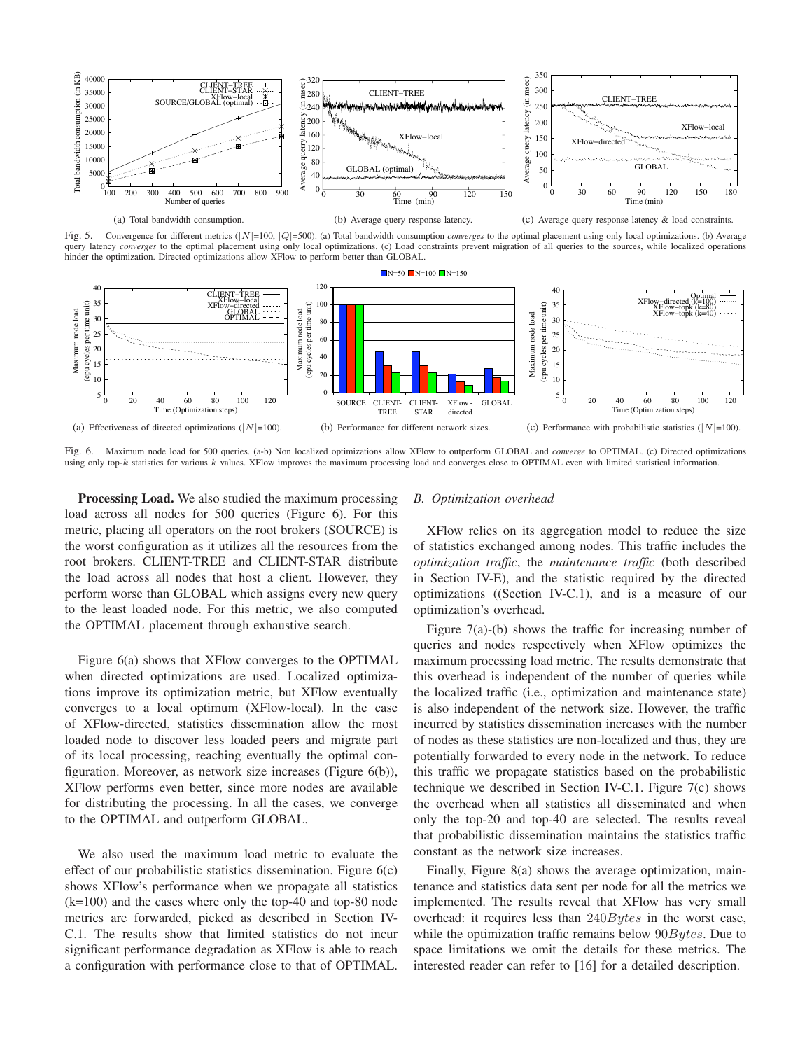(a) Total bandwidth consumption.

(b) Average query response latency.

(c) Average query response latency & load constraints.

Fig. 5. Convergence for different metrics ($|N|$=100, $|Q|$=500). (a) Total bandwidth consumption *converges* to the optimal placement using only local optimizations. (b) Average query latency *converges* to the optimal placement using only local optimizations. (c) Load constraints prevent migration of all queries to the sources, while localized operations hinder the optimization. Directed optimizations allow XFlow to perform better than GLOBAL.

(a) Effectiveness of directed optimizations ($|N|$=100).

(b) Performance for different network sizes.

(c) Performance with probabilistic statistics ($|N|$=100).

Fig. 6. Maximum node load for 500 queries. (a-b) Non localized optimizations allow XFlow to outperform GLOBAL and *converge* to OPTIMAL. (c) Directed optimizations using only top-$k$ statistics for various $k$ values. XFlow improves the maximum processing load and converges close to OPTIMAL even with limited statistical information.

**Processing Load.** We also studied the maximum processing load across all nodes for 500 queries (Figure 6). For this metric, placing all operators on the root brokers (SOURCE) is the worst configuration as it utilizes all the resources from the root brokers. CLIENT-TREE and CLIENT-STAR distribute the load across all nodes that host a client. However, they perform worse than GLOBAL which assigns every new query to the least loaded node. For this metric, we also computed the OPTIMAL placement through exhaustive search.

Figure 6(a) shows that XFlow converges to the OPTIMAL when directed optimizations are used. Localized optimizations improve its optimization metric, but XFlow eventually converges to a local optimum (XFlow-local). In the case of XFlow-directed, statistics dissemination allow the most loaded node to discover less loaded peers and migrate part of its local processing, reaching eventually the optimal configuration. Moreover, as network size increases (Figure 6(b)), XFlow performs even better, since more nodes are available for distributing the processing. In all the cases, we converge to the OPTIMAL and outperform GLOBAL.

We also used the maximum load metric to evaluate the effect of our probabilistic statistics dissemination. Figure 6(c) shows XFlow's performance when we propagate all statistics (k=100) and the cases where only the top-40 and top-80 node metrics are forwarded, picked as described in Section IV-C.1. The results show that limited statistics do not incur significant performance degradation as XFlow is able to reach a configuration with performance close to that of OPTIMAL.

### *B. Optimization overhead*

XFlow relies on its aggregation model to reduce the size of statistics exchanged among nodes. This traffic includes the *optimization traffic*, the *maintenance traffic* (both described in Section IV-E), and the statistic required by the directed optimizations ((Section IV-C.1), and is a measure of our optimization's overhead.

Figure 7(a)-(b) shows the traffic for increasing number of queries and nodes respectively when XFlow optimizes the maximum processing load metric. The results demonstrate that this overhead is independent of the number of queries while the localized traffic (i.e., optimization and maintenance state) is also independent of the network size. However, the traffic incurred by statistics dissemination increases with the number of nodes as these statistics are non-localized and thus, they are potentially forwarded to every node in the network. To reduce this traffic we propagate statistics based on the probabilistic technique we described in Section IV-C.1. Figure 7(c) shows the overhead when all statistics all disseminated and when only the top-20 and top-40 are selected. The results reveal that probabilistic dissemination maintains the statistics traffic constant as the network size increases.

Finally, Figure 8(a) shows the average optimization, maintenance and statistics data sent per node for all the metrics we implemented. The results reveal that XFlow has very small overhead: it requires less than $240 Bytes$ in the worst case, while the optimization traffic remains below $90 Bytes$. Due to space limitations we omit the details for these metrics. The interested reader can refer to [16] for a detailed description.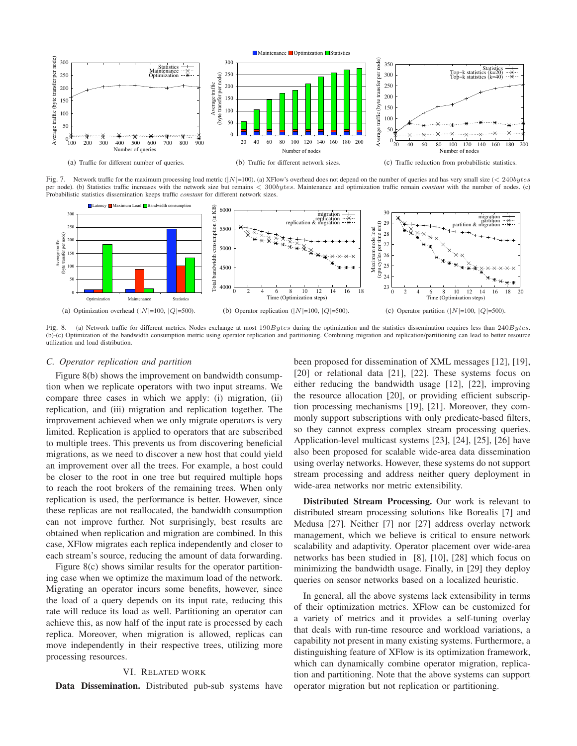(a) Traffic for different number of queries.

(b) Traffic for different network sizes.

(c) Traffic reduction from probabilistic statistics.

Fig. 7. Network traffic for the maximum processing load metric ($|N|$=100). (a) XFlow's overhead does not depend on the number of queries and has very small size ($< 240bytes$ per node). (b) Statistics traffic increases with the network size but remains $< 300bytes$. Maintenance and optimization traffic remain *constant* with the number of nodes. (c) Probabilistic statistics dissemination keeps traffic *constant* for different network sizes.

(a) Optimization overhead ($|N|$=100, $|Q|$=500).

(b) Operator replication ($|N|$=100, $|Q|$=500).

(c) Operator partition ($|N|$=100, $|Q|$=500).

Fig. 8. (a) Network traffic for different metrics. Nodes exchange at most $190Bytes$ during the optimization and the statistics dissemination requires less than $240Bytes$. (b)-(c) Optimization of the bandwidth consumption metric using operator replication and partitioning. Combining migration and replication/partitioning can lead to better resource utilization and load distribution.

### C. Operator replication and partition

Figure 8(b) shows the improvement on bandwidth consumption when we replicate operators with two input streams. We compare three cases in which we apply: (i) migration, (ii) replication, and (iii) migration and replication together. The improvement achieved when we only migrate operators is very limited. Replication is applied to operators that are subscribed to multiple trees. This prevents us from discovering beneficial migrations, as we need to discover a new host that could yield an improvement over all the trees. For example, a host could be closer to the root in one tree but required multiple hops to reach the root brokers of the remaining trees. When only replication is used, the performance is better. However, since these replicas are not reallocated, the bandwidth consumption can not improve further. Not surprisingly, best results are obtained when replication and migration are combined. In this case, XFlow migrates each replica independently and closer to each stream's source, reducing the amount of data forwarding.

Figure 8(c) shows similar results for the operator partitioning case when we optimize the maximum load of the network. Migrating an operator incurs some benefits, however, since the load of a query depends on its input rate, reducing this rate will reduce its load as well. Partitioning an operator can achieve this, as now half of the input rate is processed by each replica. Moreover, when migration is allowed, replicas can move independently in their respective trees, utilizing more processing resources.

## VI. Related work

**Data Dissemination.** Distributed pub-sub systems have been proposed for dissemination of XML messages [12], [19], [20] or relational data [21], [22]. These systems focus on either reducing the bandwidth usage [12], [22], improving the resource allocation [20], or providing efficient subscription processing mechanisms [19], [21]. Moreover, they commonly support subscriptions with only predicate-based filters, so they cannot express complex stream processing queries. Application-level multicast systems [23], [24], [25], [26] have also been proposed for scalable wide-area data dissemination using overlay networks. However, these systems do not support stream processing and address neither query deployment in wide-area networks nor metric extensibility.

**Distributed Stream Processing.** Our work is relevant to distributed stream processing solutions like Borealis [7] and Medusa [27]. Neither [7] nor [27] address overlay network management, which we believe is critical to ensure network scalability and adaptivity. Operator placement over wide-area networks has been studied in [8], [10], [28] which focus on minimizing the bandwidth usage. Finally, in [29] they deploy queries on sensor networks based on a localized heuristic.

In general, all the above systems lack extensibility in terms of their optimization metrics. XFlow can be customized for a variety of metrics and it provides a self-tuning overlay that deals with run-time resource and workload variations, a capability not present in many existing systems. Furthermore, a distinguishing feature of XFlow is its optimization framework, which can dynamically combine operator migration, replication and partitioning. Note that the above systems can support operator migration but not replication or partitioning.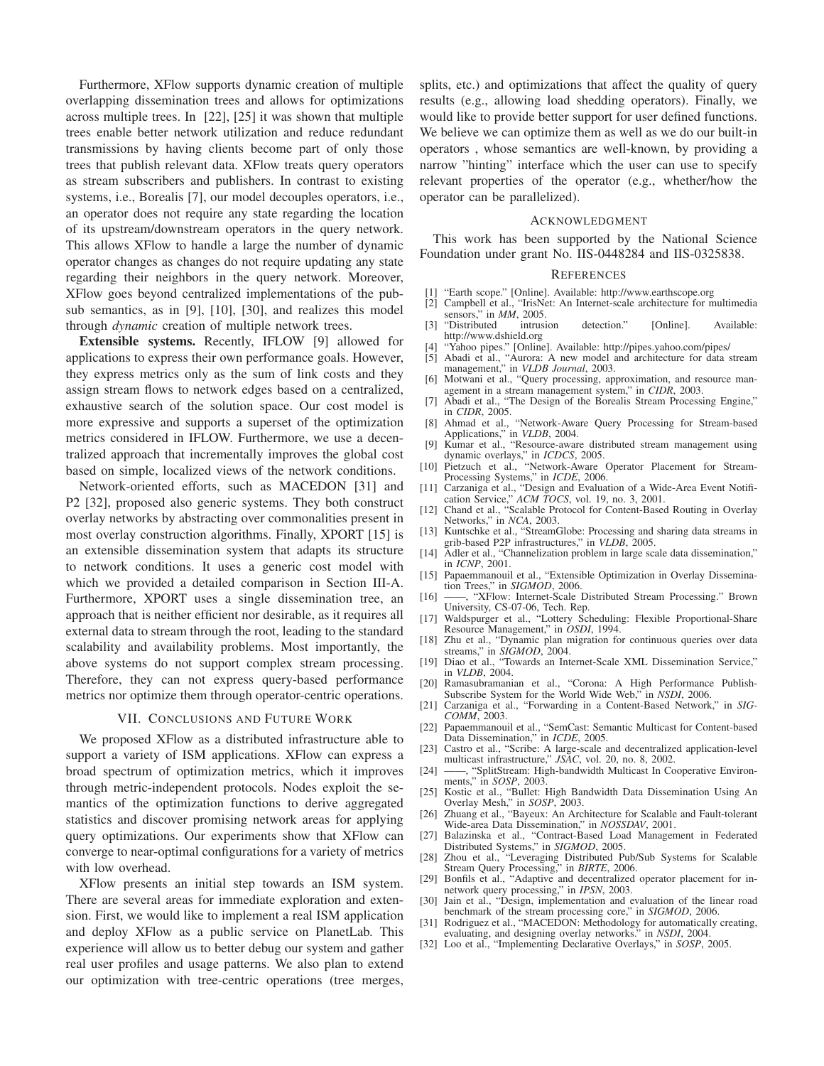Furthermore, XFlow supports dynamic creation of multiple overlapping dissemination trees and allows for optimizations across multiple trees. In [22], [25] it was shown that multiple trees enable better network utilization and reduce redundant transmissions by having clients become part of only those trees that publish relevant data. XFlow treats query operators as stream subscribers and publishers. In contrast to existing systems, i.e., Borealis [7], our model decouples operators, i.e., an operator does not require any state regarding the location of its upstream/downstream operators in the query network. This allows XFlow to handle a large the number of dynamic operator changes as changes do not require updating any state regarding their neighbors in the query network. Moreover, XFlow goes beyond centralized implementations of the pub-sub semantics, as in [9], [10], [30], and realizes this model through *dynamic* creation of multiple network trees.

**Extensible systems.** Recently, IFLOW [9] allowed for applications to express their own performance goals. However, they express metrics only as the sum of link costs and they assign stream flows to network edges based on a centralized, exhaustive search of the solution space. Our cost model is more expressive and supports a superset of the optimization metrics considered in IFLOW. Furthermore, we use a decentralized approach that incrementally improves the global cost based on simple, localized views of the network conditions.

Network-oriented efforts, such as MACEDON [31] and P2 [32], proposed also generic systems. They both construct overlay networks by abstracting over commonalities present in most overlay construction algorithms. Finally, XPORT [15] is an extensible dissemination system that adapts its structure to network conditions. It uses a generic cost model with which we provided a detailed comparison in Section III-A. Furthermore, XPORT uses a single dissemination tree, an approach that is neither efficient nor desirable, as it requires all external data to stream through the root, leading to the standard scalability and availability problems. Most importantly, the above systems do not support complex stream processing. Therefore, they can not express query-based performance metrics nor optimize them through operator-centric operations.

## VII. Conclusions and Future Work

We proposed XFlow as a distributed infrastructure able to support a variety of ISM applications. XFlow can express a broad spectrum of optimization metrics, which it improves through metric-independent protocols. Nodes exploit the semantics of the optimization functions to derive aggregated statistics and discover promising network areas for applying query optimizations. Our experiments show that XFlow can converge to near-optimal configurations for a variety of metrics with low overhead.

XFlow presents an initial step towards an ISM system. There are several areas for immediate exploration and extension. First, we would like to implement a real ISM application and deploy XFlow as a public service on PlanetLab. This experience will allow us to better debug our system and gather real user profiles and usage patterns. We also plan to extend our optimization with tree-centric operations (tree merges, splits, etc.) and optimizations that affect the quality of query results (e.g., allowing load shedding operators). Finally, we would like to provide better support for user defined functions. We believe we can optimize them as well as we do our built-in operators , whose semantics are well-known, by providing a narrow "hinting" interface which the user can use to specify relevant properties of the operator (e.g., whether/how the operator can be parallelized).

## Acknowledgment

This work has been supported by the National Science Foundation under grant No. IIS-0448284 and IIS-0325838.

## References

[1] "Earth scope." [Online]. Available: http://www.earthscope.org
[2] Campbell et al., "IrisNet: An Internet-scale architecture for multimedia sensors," in *MM*, 2005.
[3] "Distributed intrusion detection." [Online]. Available: http://www.dshield.org
[4] "Yahoo pipes." [Online]. Available: http://pipes.yahoo.com/pipes/
[5] Abadi et al., "Aurora: A new model and architecture for data stream management," in *VLDB Journal*, 2003.
[6] Motwani et al., "Query processing, approximation, and resource management in a stream management system," in *CIDR*, 2003.
[7] Abadi et al., "The Design of the Borealis Stream Processing Engine," in *CIDR*, 2005.
[8] Ahmad et al., "Network-Aware Query Processing for Stream-based Applications," in *VLDB*, 2004.
[9] Kumar et al., "Resource-aware distributed stream management using dynamic overlays," in *ICDCS*, 2005.
[10] Pietzuch et al., "Network-Aware Operator Placement for Stream-Processing Systems," in *ICDE*, 2006.
[11] Carzaniga et al., "Design and Evaluation of a Wide-Area Event Notification Service," *ACM TOCS*, vol. 19, no. 3, 2001.
[12] Chand et al., "Scalable Protocol for Content-Based Routing in Overlay Networks," in *NCA*, 2003.
[13] Kuntschke et al., "StreamGlobe: Processing and sharing data streams in grib-based P2P infrastructures," in *VLDB*, 2005.
[14] Adler et al., "Channelization problem in large scale data dissemination," in *ICNP*, 2001.
[15] Papaemmanouil et al., "Extensible Optimization in Overlay Dissemination Trees," in *SIGMOD*, 2006.
[16] ——, "XFlow: Internet-Scale Distributed Stream Processing." Brown University, CS-07-06, Tech. Rep.
[17] Waldspurger et al., "Lottery Scheduling: Flexible Proportional-Share Resource Management," in *OSDI*, 1994.
[18] Zhu et al., "Dynamic plan migration for continuous queries over data streams," in *SIGMOD*, 2004.
[19] Diao et al., "Towards an Internet-Scale XML Dissemination Service," in *VLDB*, 2004.
[20] Ramasubramanian et al., "Corona: A High Performance Publish-Subscribe System for the World Wide Web," in *NSDI*, 2006.
[21] Carzaniga et al., "Forwarding in a Content-Based Network," in *SIGCOMM*, 2003.
[22] Papaemmanouil et al., "SemCast: Semantic Multicast for Content-based Data Dissemination," in *ICDE*, 2005.
[23] Castro et al., "Scribe: A large-scale and decentralized application-level multicast infrastructure," *JSAC*, vol. 20, no. 8, 2002.
[24] ——, "SplitStream: High-bandwidth Multicast In Cooperative Environments," in *SOSP*, 2003.
[25] Kostic et al., "Bullet: High Bandwidth Data Dissemination Using An Overlay Mesh," in *SOSP*, 2003.
[26] Zhuang et al., "Bayeux: An Architecture for Scalable and Fault-tolerant Wide-area Data Dissemination," in *NOSSDAV*, 2001.
[27] Balazinska et al., "Contract-Based Load Management in Federated Distributed Systems," in *SIGMOD*, 2005.
[28] Zhou et al., "Leveraging Distributed Pub/Sub Systems for Scalable Stream Query Processing," in *BIRTE*, 2006.
[29] Bonfils et al., "Adaptive and decentralized operator placement for in-network query processing," in *IPSN*, 2003.
[30] Jain et al., "Design, implementation and evaluation of the linear road benchmark of the stream processing core," in *SIGMOD*, 2006.
[31] Rodriguez et al., "MACEDON: Methodology for automatically creating, evaluating, and designing overlay networks." in *NSDI*, 2004.
[32] Loo et al., "Implementing Declarative Overlays," in *SOSP*, 2005.